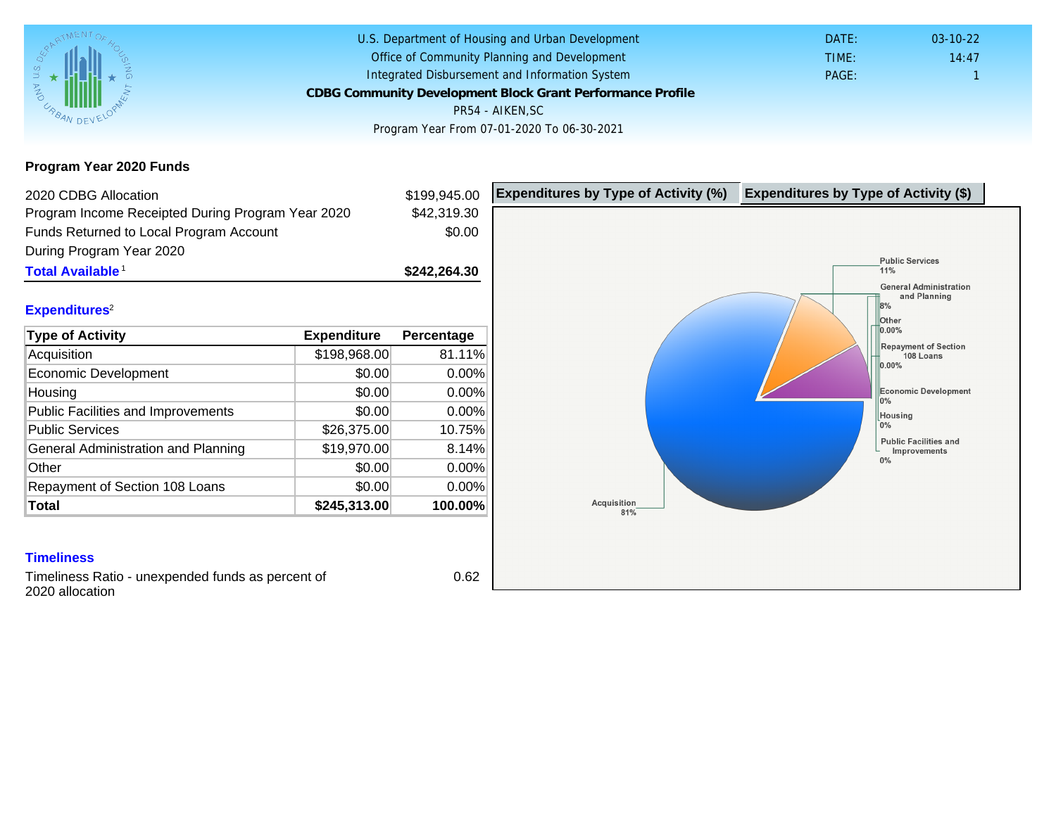U.S. Department of Housing and Urban Development
Office of Community Planning and Development
Integrated Disbursement and Information System

# CDBG Community Development Block Grant Performance Profile

PR54 - AIKEN,SC

Program Year From 07-01-2020 To 06-30-2021

DATE: 03-10-22
TIME: 14:47
PAGE: 1

## Program Year 2020 Funds

| | |
|---|---|
| 2020 CDBG Allocation | $199,945.00 |
| Program Income Receipted During Program Year 2020 | $42,319.30 |
| Funds Returned to Local Program Account During Program Year 2020 | $0.00 |
| **Total Available**[1] | **$242,264.30** |

## Expenditures[2]

| Type of Activity | Expenditure | Percentage |
|---|---|---|
| Acquisition | $198,968.00 | 81.11% |
| Economic Development | $0.00 | 0.00% |
| Housing | $0.00 | 0.00% |
| Public Facilities and Improvements | $0.00 | 0.00% |
| Public Services | $26,375.00 | 10.75% |
| General Administration and Planning | $19,970.00 | 8.14% |
| Other | $0.00 | 0.00% |
| Repayment of Section 108 Loans | $0.00 | 0.00% |
| **Total** | **$245,313.00** | **100.00%** |

Expenditures by Type of Activity (%) | Expenditures by Type of Activity ($)

Public Services 11%
General Administration and Planning 8%
Other 0.00%
Repayment of Section 108 Loans 0.00%
Economic Development 0%
Housing 0%
Public Facilities and Improvements 0%
Acquisition 81%

## Timeliness

| | |
|---|---|
| Timeliness Ratio - unexpended funds as percent of 2020 allocation | 0.62 |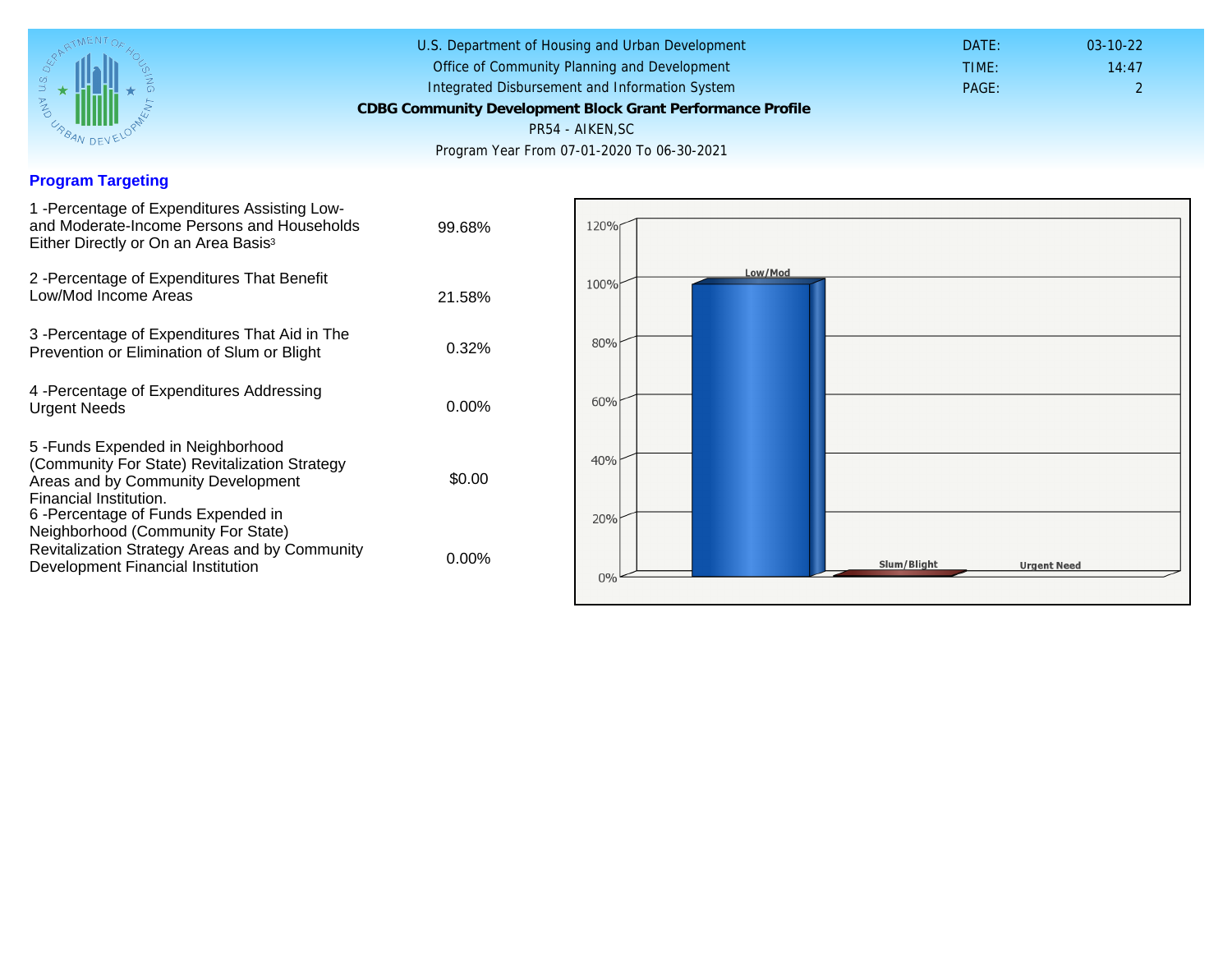U.S. Department of Housing and Urban Development
Office of Community Planning and Development
Integrated Disbursement and Information System
**CDBG Community Development Block Grant Performance Profile**
PR54 - AIKEN,SC
Program Year From 07-01-2020 To 06-30-2021

DATE: 03-10-22
TIME: 14:47
PAGE: 2

## Program Targeting

| | |
|---|---|
| 1 -Percentage of Expenditures Assisting Low- and Moderate-Income Persons and Households Either Directly or On an Area Basis[3] | 99.68% |
| 2 -Percentage of Expenditures That Benefit Low/Mod Income Areas | 21.58% |
| 3 -Percentage of Expenditures That Aid in The Prevention or Elimination of Slum or Blight | 0.32% |
| 4 -Percentage of Expenditures Addressing Urgent Needs | 0.00% |
| 5 -Funds Expended in Neighborhood (Community For State) Revitalization Strategy Areas and by Community Development Financial Institution. | $0.00 |
| 6 -Percentage of Funds Expended in Neighborhood (Community For State) Revitalization Strategy Areas and by Community Development Financial Institution | 0.00% |

120%
100%
80%
60%
40%
20%
0%
Low/Mod
Slum/Blight
Urgent Need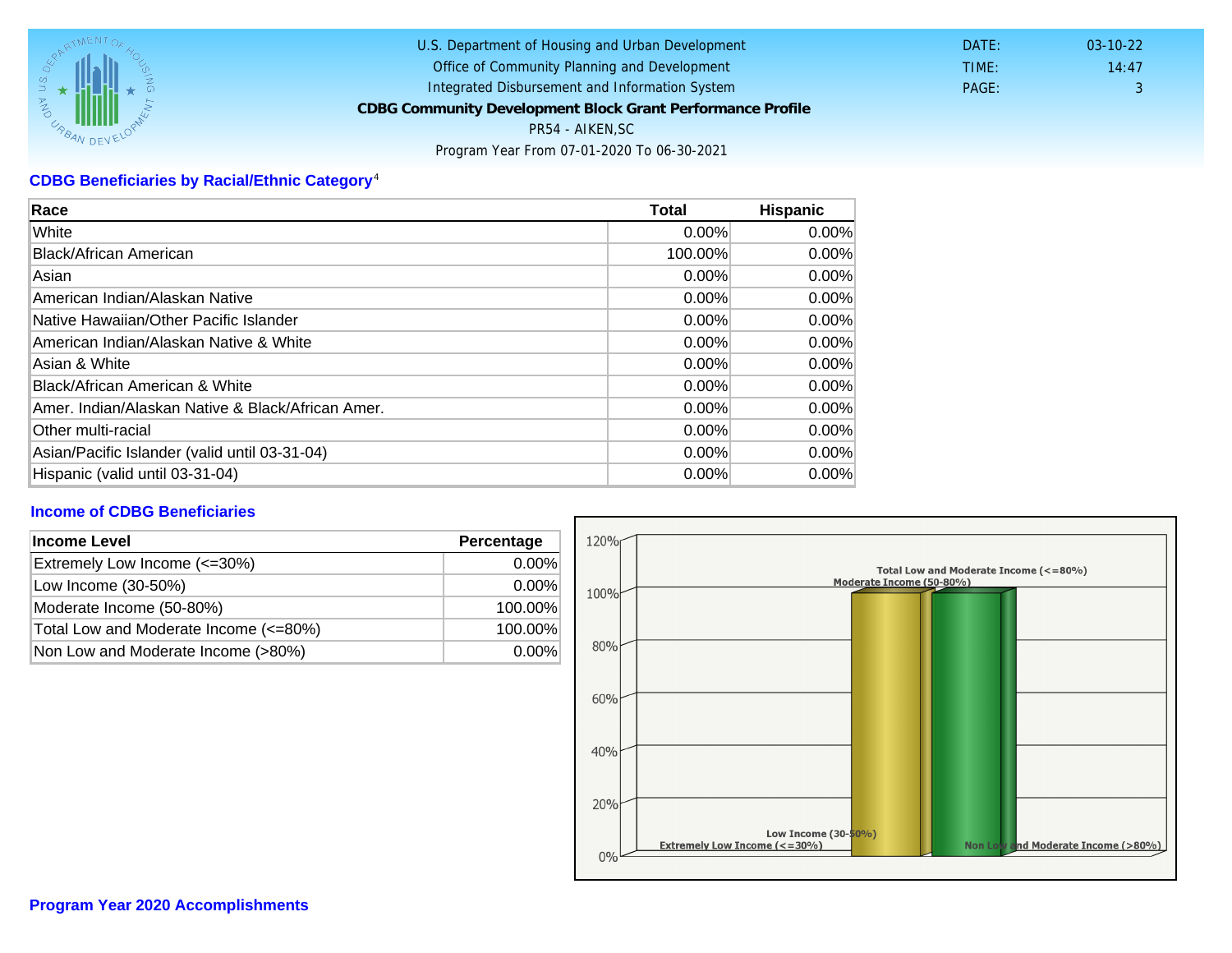U.S. Department of Housing and Urban Development
Office of Community Planning and Development
Integrated Disbursement and Information System
**CDBG Community Development Block Grant Performance Profile**
PR54 - AIKEN,SC
Program Year From 07-01-2020 To 06-30-2021

DATE: 03-10-22
TIME: 14:47
PAGE: 3

## CDBG Beneficiaries by Racial/Ethnic Category[4]

| Race | Total | Hispanic |
|---|---|---|
| White | 0.00% | 0.00% |
| Black/African American | 100.00% | 0.00% |
| Asian | 0.00% | 0.00% |
| American Indian/Alaskan Native | 0.00% | 0.00% |
| Native Hawaiian/Other Pacific Islander | 0.00% | 0.00% |
| American Indian/Alaskan Native & White | 0.00% | 0.00% |
| Asian & White | 0.00% | 0.00% |
| Black/African American & White | 0.00% | 0.00% |
| Amer. Indian/Alaskan Native & Black/African Amer. | 0.00% | 0.00% |
| Other multi-racial | 0.00% | 0.00% |
| Asian/Pacific Islander (valid until 03-31-04) | 0.00% | 0.00% |
| Hispanic (valid until 03-31-04) | 0.00% | 0.00% |

## Income of CDBG Beneficiaries

| Income Level | Percentage |
|---|---|
| Extremely Low Income (<=30%) | 0.00% |
| Low Income (30-50%) | 0.00% |
| Moderate Income (50-80%) | 100.00% |
| Total Low and Moderate Income (<=80%) | 100.00% |
| Non Low and Moderate Income (>80%) | 0.00% |

## Program Year 2020 Accomplishments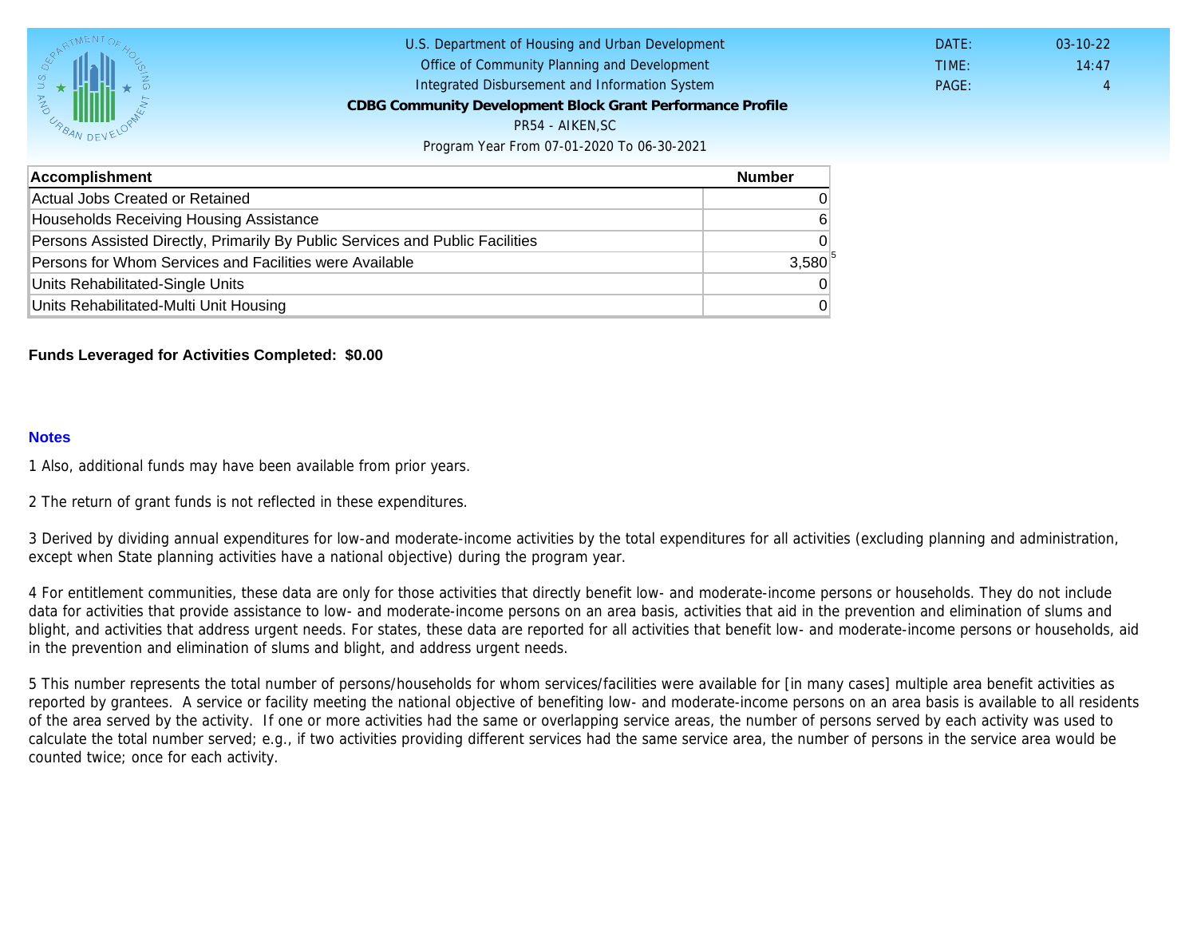| Accomplishment | Number |
|---|---|
| Actual Jobs Created or Retained | 0 |
| Households Receiving Housing Assistance | 6 |
| Persons Assisted Directly, Primarily By Public Services and Public Facilities | 0 |
| Persons for Whom Services and Facilities were Available | 3,580 [5] |
| Units Rehabilitated-Single Units | 0 |
| Units Rehabilitated-Multi Unit Housing | 0 |

**Funds Leveraged for Activities Completed: $0.00**

### Notes

1 Also, additional funds may have been available from prior years.

2 The return of grant funds is not reflected in these expenditures.

3 Derived by dividing annual expenditures for low-and moderate-income activities by the total expenditures for all activities (excluding planning and administration, except when State planning activities have a national objective) during the program year.

4 For entitlement communities, these data are only for those activities that directly benefit low- and moderate-income persons or households. They do not include data for activities that provide assistance to low- and moderate-income persons on an area basis, activities that aid in the prevention and elimination of slums and blight, and activities that address urgent needs. For states, these data are reported for all activities that benefit low- and moderate-income persons or households, aid in the prevention and elimination of slums and blight, and address urgent needs.

5 This number represents the total number of persons/households for whom services/facilities were available for [in many cases] multiple area benefit activities as reported by grantees. A service or facility meeting the national objective of benefiting low- and moderate-income persons on an area basis is available to all residents of the area served by the activity. If one or more activities had the same or overlapping service areas, the number of persons served by each activity was used to calculate the total number served; e.g., if two activities providing different services had the same service area, the number of persons in the service area would be counted twice; once for each activity.